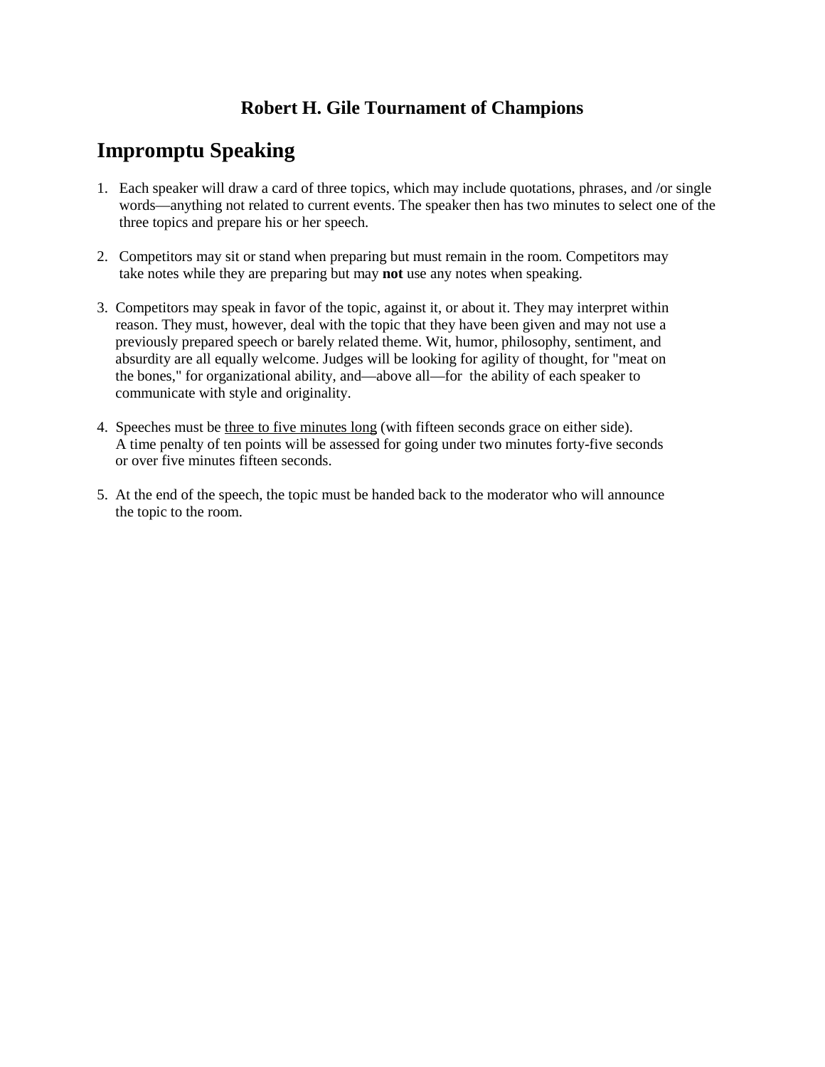### Robert H. Gile Tournament of Champions

## Impromptu Speaking

1. Each speaker will draw a card of three topics, which may include quotations, phrases, and /or single words—anything not related to current events. The speaker then has two minutes to select one of the three topics and prepare his or her speech.

2. Competitors may sit or stand when preparing but must remain in the room. Competitors may take notes while they are preparing but may **not** use any notes when speaking.

3. Competitors may speak in favor of the topic, against it, or about it. They may interpret within reason. They must, however, deal with the topic that they have been given and may not use a previously prepared speech or barely related theme. Wit, humor, philosophy, sentiment, and absurdity are all equally welcome. Judges will be looking for agility of thought, for "meat on the bones," for organizational ability, and—above all—for the ability of each speaker to communicate with style and originality.

4. Speeches must be <u>three to five minutes long</u> (with fifteen seconds grace on either side). A time penalty of ten points will be assessed for going under two minutes forty-five seconds or over five minutes fifteen seconds.

5. At the end of the speech, the topic must be handed back to the moderator who will announce the topic to the room.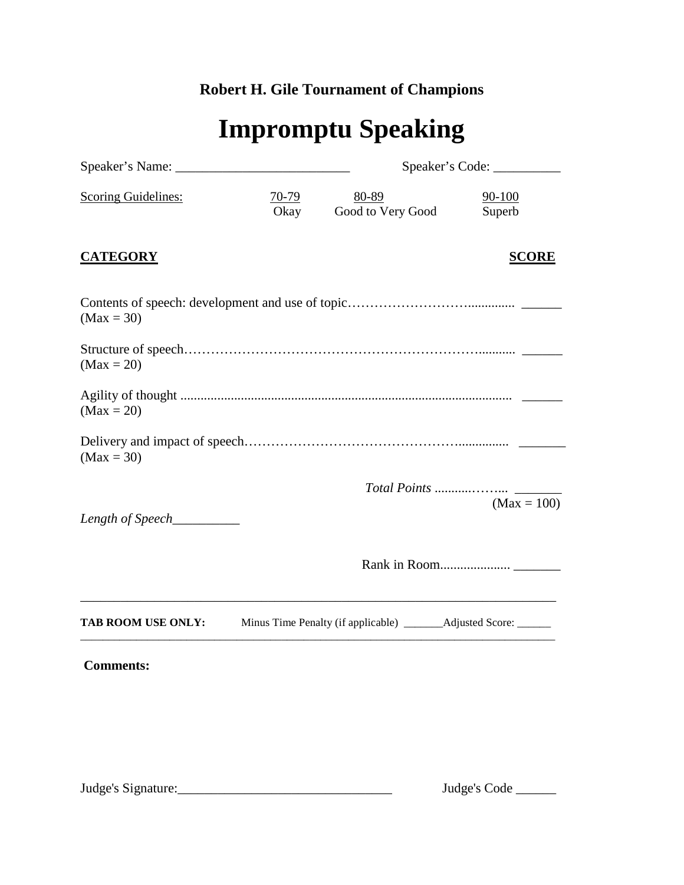**Robert H. Gile Tournament of Champions**

# Impromptu Speaking

Speaker's Name: __________________________ Speaker's Code: __________

| Scoring Guidelines: | 70-79 | 80-89 | 90-100 |
|---|---|---|---|
| | Okay | Good to Very Good | Superb |

**CATEGORY** **SCORE**

Contents of speech: development and use of topic……………………….............. ______
(Max = 30)

Structure of speech…………………………………………………………........... ______
(Max = 20)

Agility of thought ................................................................................................. ______
(Max = 20)

Delivery and impact of speech…………………………………………….............. _______
(Max = 30)

*Total Points* ...........……... _______
(Max = 100)

*Length of Speech*__________

Rank in Room..................... _______

---

**TAB ROOM USE ONLY:** Minus Time Penalty (if applicable) _______Adjusted Score: ______

---

**Comments:**

Judge's Signature:________________________________ Judge's Code ______